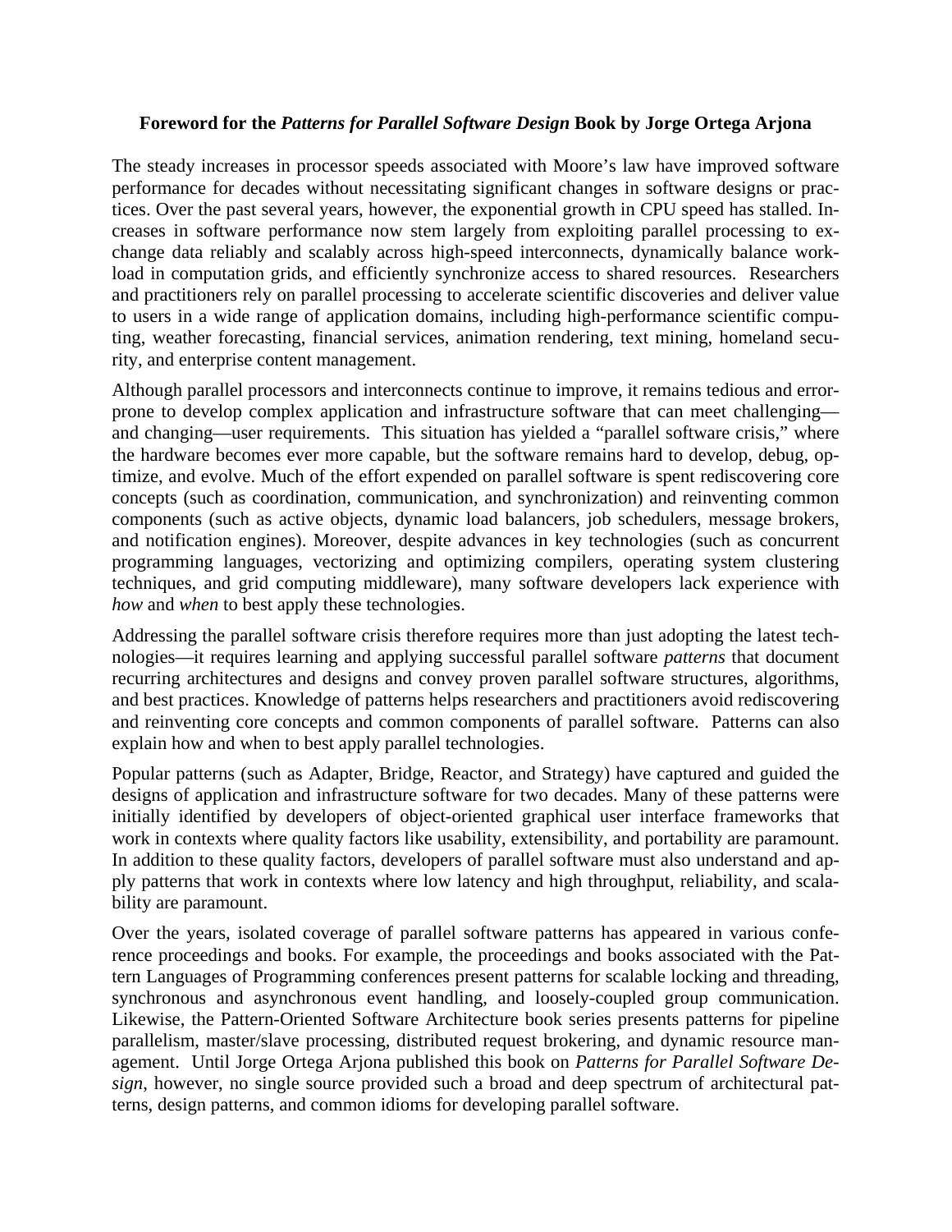**Foreword for the *Patterns for Parallel Software Design* Book by Jorge Ortega Arjona**

The steady increases in processor speeds associated with Moore's law have improved software performance for decades without necessitating significant changes in software designs or practices. Over the past several years, however, the exponential growth in CPU speed has stalled. Increases in software performance now stem largely from exploiting parallel processing to exchange data reliably and scalably across high-speed interconnects, dynamically balance workload in computation grids, and efficiently synchronize access to shared resources. Researchers and practitioners rely on parallel processing to accelerate scientific discoveries and deliver value to users in a wide range of application domains, including high-performance scientific computing, weather forecasting, financial services, animation rendering, text mining, homeland security, and enterprise content management.

Although parallel processors and interconnects continue to improve, it remains tedious and error-prone to develop complex application and infrastructure software that can meet challenging—and changing—user requirements. This situation has yielded a "parallel software crisis," where the hardware becomes ever more capable, but the software remains hard to develop, debug, optimize, and evolve. Much of the effort expended on parallel software is spent rediscovering core concepts (such as coordination, communication, and synchronization) and reinventing common components (such as active objects, dynamic load balancers, job schedulers, message brokers, and notification engines). Moreover, despite advances in key technologies (such as concurrent programming languages, vectorizing and optimizing compilers, operating system clustering techniques, and grid computing middleware), many software developers lack experience with *how* and *when* to best apply these technologies.

Addressing the parallel software crisis therefore requires more than just adopting the latest technologies—it requires learning and applying successful parallel software *patterns* that document recurring architectures and designs and convey proven parallel software structures, algorithms, and best practices. Knowledge of patterns helps researchers and practitioners avoid rediscovering and reinventing core concepts and common components of parallel software. Patterns can also explain how and when to best apply parallel technologies.

Popular patterns (such as Adapter, Bridge, Reactor, and Strategy) have captured and guided the designs of application and infrastructure software for two decades. Many of these patterns were initially identified by developers of object-oriented graphical user interface frameworks that work in contexts where quality factors like usability, extensibility, and portability are paramount. In addition to these quality factors, developers of parallel software must also understand and apply patterns that work in contexts where low latency and high throughput, reliability, and scalability are paramount.

Over the years, isolated coverage of parallel software patterns has appeared in various conference proceedings and books. For example, the proceedings and books associated with the Pattern Languages of Programming conferences present patterns for scalable locking and threading, synchronous and asynchronous event handling, and loosely-coupled group communication. Likewise, the Pattern-Oriented Software Architecture book series presents patterns for pipeline parallelism, master/slave processing, distributed request brokering, and dynamic resource management. Until Jorge Ortega Arjona published this book on *Patterns for Parallel Software Design*, however, no single source provided such a broad and deep spectrum of architectural patterns, design patterns, and common idioms for developing parallel software.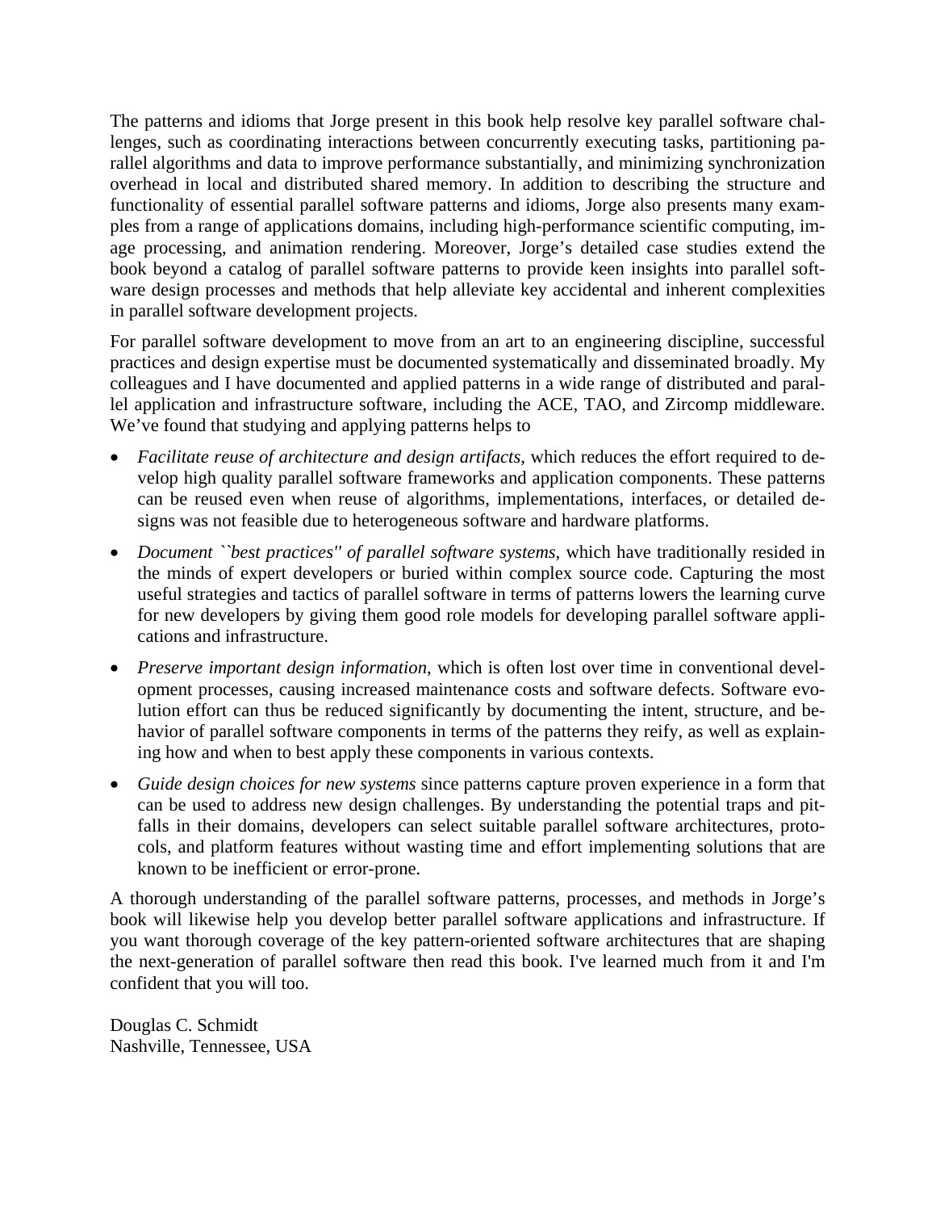The patterns and idioms that Jorge present in this book help resolve key parallel software challenges, such as coordinating interactions between concurrently executing tasks, partitioning parallel algorithms and data to improve performance substantially, and minimizing synchronization overhead in local and distributed shared memory. In addition to describing the structure and functionality of essential parallel software patterns and idioms, Jorge also presents many examples from a range of applications domains, including high-performance scientific computing, image processing, and animation rendering. Moreover, Jorge's detailed case studies extend the book beyond a catalog of parallel software patterns to provide keen insights into parallel software design processes and methods that help alleviate key accidental and inherent complexities in parallel software development projects.

For parallel software development to move from an art to an engineering discipline, successful practices and design expertise must be documented systematically and disseminated broadly. My colleagues and I have documented and applied patterns in a wide range of distributed and parallel application and infrastructure software, including the ACE, TAO, and Zircomp middleware. We've found that studying and applying patterns helps to

- *Facilitate reuse of architecture and design artifacts*, which reduces the effort required to develop high quality parallel software frameworks and application components. These patterns can be reused even when reuse of algorithms, implementations, interfaces, or detailed designs was not feasible due to heterogeneous software and hardware platforms.
- *Document ``best practices'' of parallel software systems*, which have traditionally resided in the minds of expert developers or buried within complex source code. Capturing the most useful strategies and tactics of parallel software in terms of patterns lowers the learning curve for new developers by giving them good role models for developing parallel software applications and infrastructure.
- *Preserve important design information*, which is often lost over time in conventional development processes, causing increased maintenance costs and software defects. Software evolution effort can thus be reduced significantly by documenting the intent, structure, and behavior of parallel software components in terms of the patterns they reify, as well as explaining how and when to best apply these components in various contexts.
- *Guide design choices for new systems* since patterns capture proven experience in a form that can be used to address new design challenges. By understanding the potential traps and pitfalls in their domains, developers can select suitable parallel software architectures, protocols, and platform features without wasting time and effort implementing solutions that are known to be inefficient or error-prone.

A thorough understanding of the parallel software patterns, processes, and methods in Jorge's book will likewise help you develop better parallel software applications and infrastructure. If you want thorough coverage of the key pattern-oriented software architectures that are shaping the next-generation of parallel software then read this book. I've learned much from it and I'm confident that you will too.

Douglas C. Schmidt
Nashville, Tennessee, USA